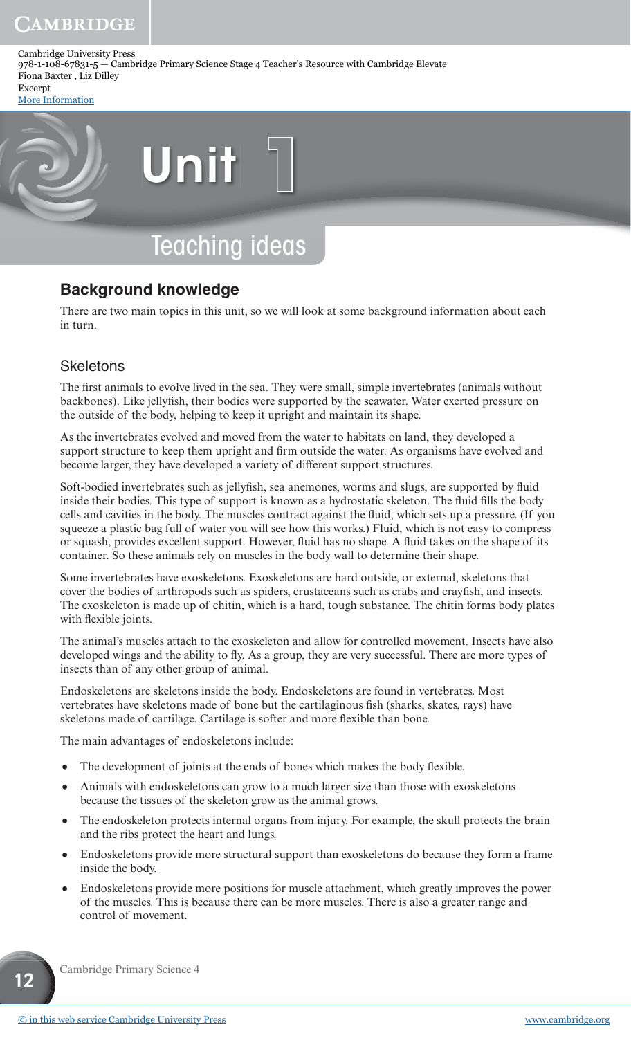Cambridge University Press
978-1-108-67831-5 — Cambridge Primary Science Stage 4 Teacher's Resource with Cambridge Elevate
Fiona Baxter , Liz Dilley
Excerpt
More Information

# Unit 1

# Teaching ideas

## Background knowledge

There are two main topics in this unit, so we will look at some background information about each in turn.

### Skeletons

The first animals to evolve lived in the sea. They were small, simple invertebrates (animals without backbones). Like jellyfish, their bodies were supported by the seawater. Water exerted pressure on the outside of the body, helping to keep it upright and maintain its shape.

As the invertebrates evolved and moved from the water to habitats on land, they developed a support structure to keep them upright and firm outside the water. As organisms have evolved and become larger, they have developed a variety of different support structures.

Soft-bodied invertebrates such as jellyfish, sea anemones, worms and slugs, are supported by fluid inside their bodies. This type of support is known as a hydrostatic skeleton. The fluid fills the body cells and cavities in the body. The muscles contract against the fluid, which sets up a pressure. (If you squeeze a plastic bag full of water you will see how this works.) Fluid, which is not easy to compress or squash, provides excellent support. However, fluid has no shape. A fluid takes on the shape of its container. So these animals rely on muscles in the body wall to determine their shape.

Some invertebrates have exoskeletons. Exoskeletons are hard outside, or external, skeletons that cover the bodies of arthropods such as spiders, crustaceans such as crabs and crayfish, and insects. The exoskeleton is made up of chitin, which is a hard, tough substance. The chitin forms body plates with flexible joints.

The animal's muscles attach to the exoskeleton and allow for controlled movement. Insects have also developed wings and the ability to fly. As a group, they are very successful. There are more types of insects than of any other group of animal.

Endoskeletons are skeletons inside the body. Endoskeletons are found in vertebrates. Most vertebrates have skeletons made of bone but the cartilaginous fish (sharks, skates, rays) have skeletons made of cartilage. Cartilage is softer and more flexible than bone.

The main advantages of endoskeletons include:

- The development of joints at the ends of bones which makes the body flexible.
- Animals with endoskeletons can grow to a much larger size than those with exoskeletons because the tissues of the skeleton grow as the animal grows.
- The endoskeleton protects internal organs from injury. For example, the skull protects the brain and the ribs protect the heart and lungs.
- Endoskeletons provide more structural support than exoskeletons do because they form a frame inside the body.
- Endoskeletons provide more positions for muscle attachment, which greatly improves the power of the muscles. This is because there can be more muscles. There is also a greater range and control of movement.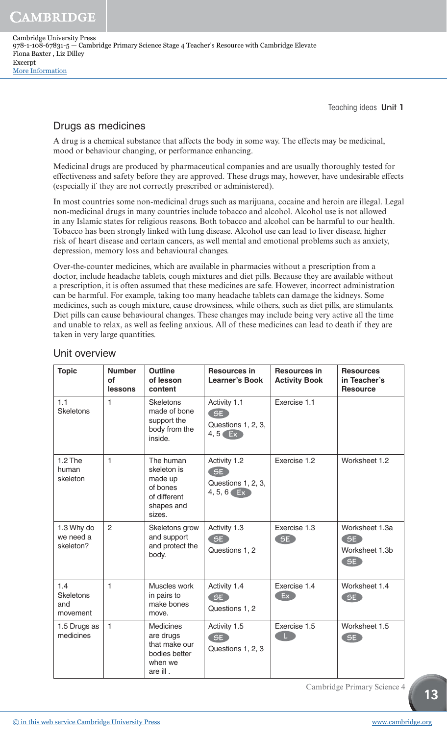## Drugs as medicines

A drug is a chemical substance that affects the body in some way. The effects may be medicinal, mood or behaviour changing, or performance enhancing.

Medicinal drugs are produced by pharmaceutical companies and are usually thoroughly tested for effectiveness and safety before they are approved. These drugs may, however, have undesirable effects (especially if they are not correctly prescribed or administered).

In most countries some non-medicinal drugs such as marijuana, cocaine and heroin are illegal. Legal non-medicinal drugs in many countries include tobacco and alcohol. Alcohol use is not allowed in any Islamic states for religious reasons. Both tobacco and alcohol can be harmful to our health. Tobacco has been strongly linked with lung disease. Alcohol use can lead to liver disease, higher risk of heart disease and certain cancers, as well mental and emotional problems such as anxiety, depression, memory loss and behavioural changes.

Over-the-counter medicines, which are available in pharmacies without a prescription from a doctor, include headache tablets, cough mixtures and diet pills. Because they are available without a prescription, it is often assumed that these medicines are safe. However, incorrect administration can be harmful. For example, taking too many headache tablets can damage the kidneys. Some medicines, such as cough mixture, cause drowsiness, while others, such as diet pills, are stimulants. Diet pills can cause behavioural changes. These changes may include being very active all the time and unable to relax, as well as feeling anxious. All of these medicines can lead to death if they are taken in very large quantities.

## Unit overview

| Topic | Number of lessons | Outline of lesson content | Resources in Learner's Book | Resources in Activity Book | Resources in Teacher's Resource |
|---|---|---|---|---|---|
| 1.1 Skeletons | 1 | Skeletons made of bone support the body from the inside. | Activity 1.1 SE<br>Questions 1, 2, 3, 4, 5 Ex | Exercise 1.1 | |
| 1.2 The human skeleton | 1 | The human skeleton is made up of bones of different shapes and sizes. | Activity 1.2 SE<br>Questions 1, 2, 3, 4, 5, 6 Ex | Exercise 1.2 | Worksheet 1.2 |
| 1.3 Why do we need a skeleton? | 2 | Skeletons grow and support and protect the body. | Activity 1.3 SE<br>Questions 1, 2 | Exercise 1.3 SE | Worksheet 1.3a SE<br>Worksheet 1.3b SE |
| 1.4 Skeletons and movement | 1 | Muscles work in pairs to make bones move. | Activity 1.4 SE<br>Questions 1, 2 | Exercise 1.4 Ex | Worksheet 1.4 SE |
| 1.5 Drugs as medicines | 1 | Medicines are drugs that make our bodies better when we are ill . | Activity 1.5 SE<br>Questions 1, 2, 3 | Exercise 1.5 L | Worksheet 1.5 SE |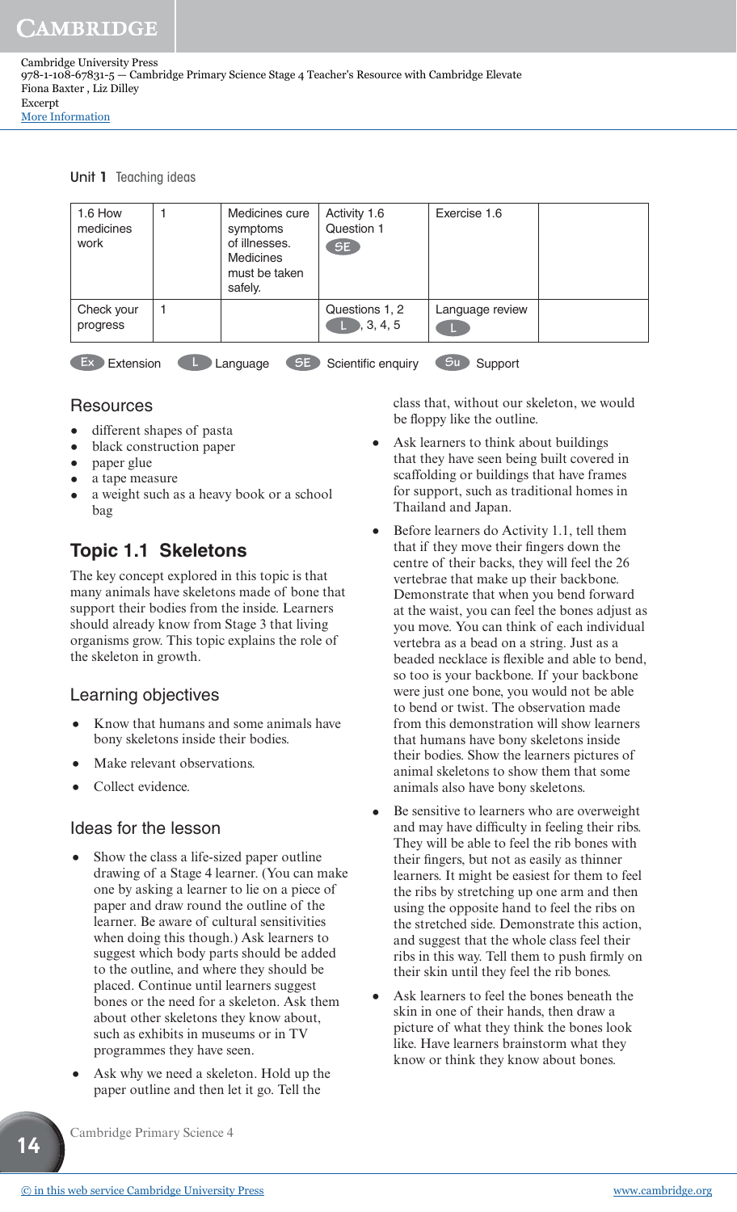Unit 1 Teaching ideas

| | | | | | |
|---|---|---|---|---|---|
| 1.6 How medicines work | 1 | Medicines cure symptoms of illnesses. Medicines must be taken safely. | Activity 1.6 Question 1 SE | Exercise 1.6 | |
| Check your progress | 1 | | Questions 1, 2 L, 3, 4, 5 | Language review L | |

Ex Extension  L Language  SE Scientific enquiry  Su Support

## Resources

- different shapes of pasta
- black construction paper
- paper glue
- a tape measure
- a weight such as a heavy book or a school bag

## Topic 1.1 Skeletons

The key concept explored in this topic is that many animals have skeletons made of bone that support their bodies from the inside. Learners should already know from Stage 3 that living organisms grow. This topic explains the role of the skeleton in growth.

### Learning objectives

- Know that humans and some animals have bony skeletons inside their bodies.
- Make relevant observations.
- Collect evidence.

### Ideas for the lesson

- Show the class a life-sized paper outline drawing of a Stage 4 learner. (You can make one by asking a learner to lie on a piece of paper and draw round the outline of the learner. Be aware of cultural sensitivities when doing this though.) Ask learners to suggest which body parts should be added to the outline, and where they should be placed. Continue until learners suggest bones or the need for a skeleton. Ask them about other skeletons they know about, such as exhibits in museums or in TV programmes they have seen.
- Ask why we need a skeleton. Hold up the paper outline and then let it go. Tell the class that, without our skeleton, we would be floppy like the outline.
- Ask learners to think about buildings that they have seen being built covered in scaffolding or buildings that have frames for support, such as traditional homes in Thailand and Japan.
- Before learners do Activity 1.1, tell them that if they move their fingers down the centre of their backs, they will feel the 26 vertebrae that make up their backbone. Demonstrate that when you bend forward at the waist, you can feel the bones adjust as you move. You can think of each individual vertebra as a bead on a string. Just as a beaded necklace is flexible and able to bend, so too is your backbone. If your backbone were just one bone, you would not be able to bend or twist. The observation made from this demonstration will show learners that humans have bony skeletons inside their bodies. Show the learners pictures of animal skeletons to show them that some animals also have bony skeletons.
- Be sensitive to learners who are overweight and may have difficulty in feeling their ribs. They will be able to feel the rib bones with their fingers, but not as easily as thinner learners. It might be easiest for them to feel the ribs by stretching up one arm and then using the opposite hand to feel the ribs on the stretched side. Demonstrate this action, and suggest that the whole class feel their ribs in this way. Tell them to push firmly on their skin until they feel the rib bones.
- Ask learners to feel the bones beneath the skin in one of their hands, then draw a picture of what they think the bones look like. Have learners brainstorm what they know or think they know about bones.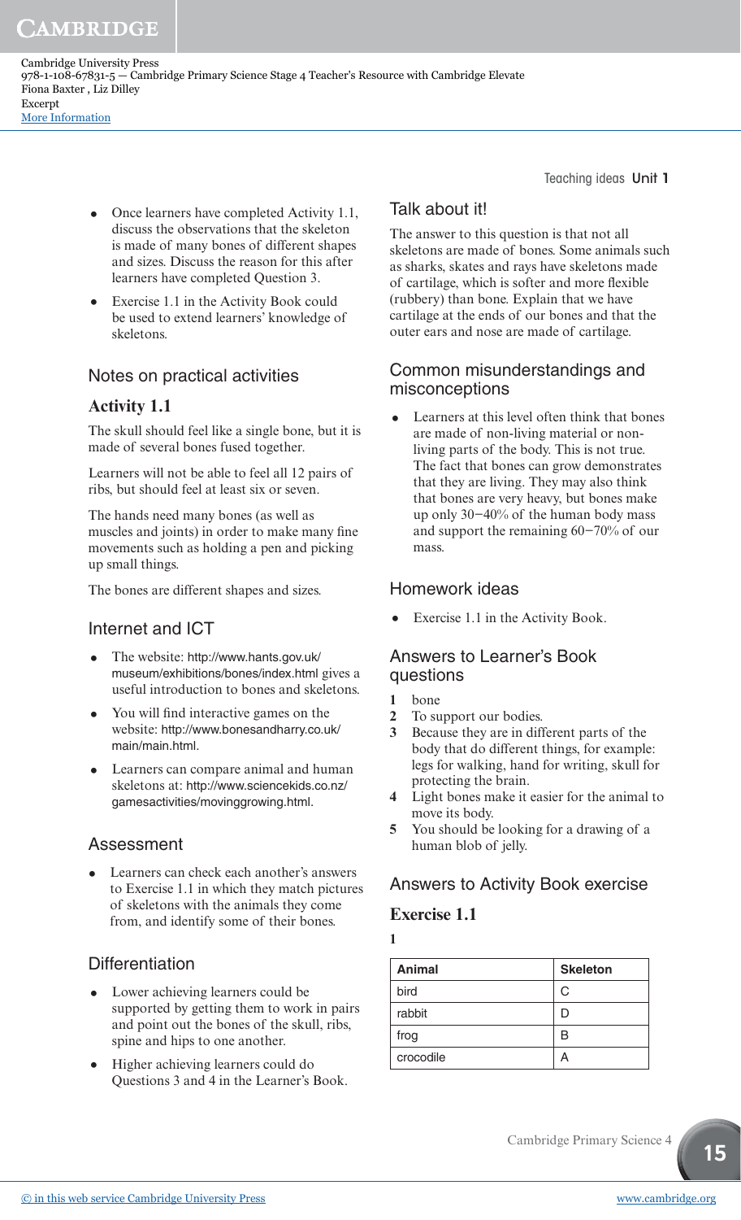- Once learners have completed Activity 1.1, discuss the observations that the skeleton is made of many bones of different shapes and sizes. Discuss the reason for this after learners have completed Question 3.
- Exercise 1.1 in the Activity Book could be used to extend learners' knowledge of skeletons.

## Notes on practical activities

### Activity 1.1

The skull should feel like a single bone, but it is made of several bones fused together.

Learners will not be able to feel all 12 pairs of ribs, but should feel at least six or seven.

The hands need many bones (as well as muscles and joints) in order to make many fine movements such as holding a pen and picking up small things.

The bones are different shapes and sizes.

## Internet and ICT

- The website: http://www.hants.gov.uk/museum/exhibitions/bones/index.html gives a useful introduction to bones and skeletons.
- You will find interactive games on the website: http://www.bonesandharry.co.uk/main/main.html.
- Learners can compare animal and human skeletons at: http://www.sciencekids.co.nz/gamesactivities/movinggrowing.html.

## Assessment

- Learners can check each another's answers to Exercise 1.1 in which they match pictures of skeletons with the animals they come from, and identify some of their bones.

## Differentiation

- Lower achieving learners could be supported by getting them to work in pairs and point out the bones of the skull, ribs, spine and hips to one another.
- Higher achieving learners could do Questions 3 and 4 in the Learner's Book.

## Talk about it!

The answer to this question is that not all skeletons are made of bones. Some animals such as sharks, skates and rays have skeletons made of cartilage, which is softer and more flexible (rubbery) than bone. Explain that we have cartilage at the ends of our bones and that the outer ears and nose are made of cartilage.

## Common misunderstandings and misconceptions

- Learners at this level often think that bones are made of non-living material or non-living parts of the body. This is not true. The fact that bones can grow demonstrates that they are living. They may also think that bones are very heavy, but bones make up only 30–40% of the human body mass and support the remaining 60–70% of our mass.

## Homework ideas

- Exercise 1.1 in the Activity Book.

## Answers to Learner's Book questions

1. bone
2. To support our bodies.
3. Because they are in different parts of the body that do different things, for example: legs for walking, hand for writing, skull for protecting the brain.
4. Light bones make it easier for the animal to move its body.
5. You should be looking for a drawing of a human blob of jelly.

## Answers to Activity Book exercise

### Exercise 1.1

**1**

| Animal | Skeleton |
|---|---|
| bird | C |
| rabbit | D |
| frog | B |
| crocodile | A |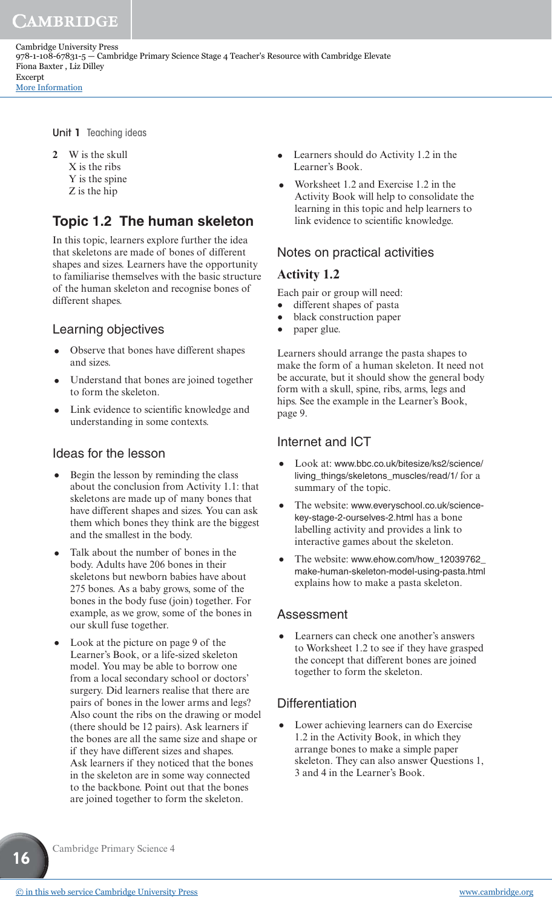2 W is the skull
X is the ribs
Y is the spine
Z is the hip

## Topic 1.2 The human skeleton

In this topic, learners explore further the idea that skeletons are made of bones of different shapes and sizes. Learners have the opportunity to familiarise themselves with the basic structure of the human skeleton and recognise bones of different shapes.

### Learning objectives

- Observe that bones have different shapes and sizes.
- Understand that bones are joined together to form the skeleton.
- Link evidence to scientific knowledge and understanding in some contexts.

### Ideas for the lesson

- Begin the lesson by reminding the class about the conclusion from Activity 1.1: that skeletons are made up of many bones that have different shapes and sizes. You can ask them which bones they think are the biggest and the smallest in the body.
- Talk about the number of bones in the body. Adults have 206 bones in their skeletons but newborn babies have about 275 bones. As a baby grows, some of the bones in the body fuse (join) together. For example, as we grow, some of the bones in our skull fuse together.
- Look at the picture on page 9 of the Learner's Book, or a life-sized skeleton model. You may be able to borrow one from a local secondary school or doctors' surgery. Did learners realise that there are pairs of bones in the lower arms and legs? Also count the ribs on the drawing or model (there should be 12 pairs). Ask learners if the bones are all the same size and shape or if they have different sizes and shapes. Ask learners if they noticed that the bones in the skeleton are in some way connected to the backbone. Point out that the bones are joined together to form the skeleton.
- Learners should do Activity 1.2 in the Learner's Book.
- Worksheet 1.2 and Exercise 1.2 in the Activity Book will help to consolidate the learning in this topic and help learners to link evidence to scientific knowledge.

### Notes on practical activities

#### Activity 1.2

Each pair or group will need:
- different shapes of pasta
- black construction paper
- paper glue.

Learners should arrange the pasta shapes to make the form of a human skeleton. It need not be accurate, but it should show the general body form with a skull, spine, ribs, arms, legs and hips. See the example in the Learner's Book, page 9.

### Internet and ICT

- Look at: www.bbc.co.uk/bitesize/ks2/science/living_things/skeletons_muscles/read/1/ for a summary of the topic.
- The website: www.everyschool.co.uk/science-key-stage-2-ourselves-2.html has a bone labelling activity and provides a link to interactive games about the skeleton.
- The website: www.ehow.com/how_12039762_make-human-skeleton-model-using-pasta.html explains how to make a pasta skeleton.

### Assessment

- Learners can check one another's answers to Worksheet 1.2 to see if they have grasped the concept that different bones are joined together to form the skeleton.

### Differentiation

- Lower achieving learners can do Exercise 1.2 in the Activity Book, in which they arrange bones to make a simple paper skeleton. They can also answer Questions 1, 3 and 4 in the Learner's Book.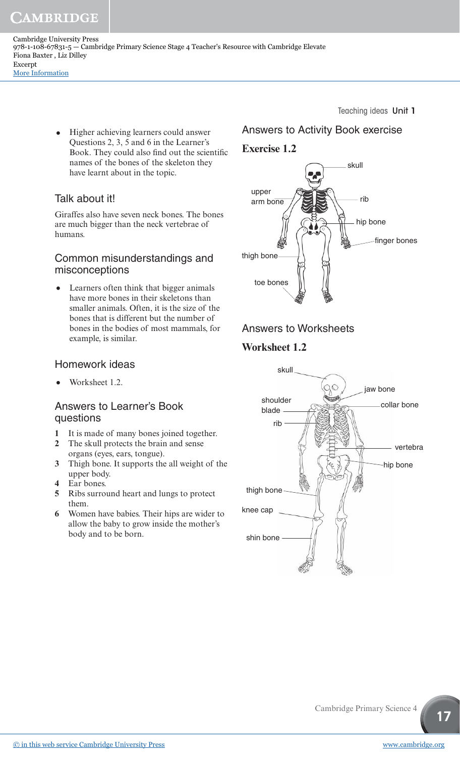- Higher achieving learners could answer Questions 2, 3, 5 and 6 in the Learner's Book. They could also find out the scientific names of the bones of the skeleton they have learnt about in the topic.

## Talk about it!

Giraffes also have seven neck bones. The bones are much bigger than the neck vertebrae of humans.

## Common misunderstandings and misconceptions

- Learners often think that bigger animals have more bones in their skeletons than smaller animals. Often, it is the size of the bones that is different but the number of bones in the bodies of most mammals, for example, is similar.

## Homework ideas

- Worksheet 1.2.

## Answers to Learner's Book questions

1. It is made of many bones joined together.
2. The skull protects the brain and sense organs (eyes, ears, tongue).
3. Thigh bone. It supports the all weight of the upper body.
4. Ear bones.
5. Ribs surround heart and lungs to protect them.
6. Women have babies. Their hips are wider to allow the baby to grow inside the mother's body and to be born.

## Answers to Activity Book exercise

### Exercise 1.2

skull, upper arm bone, rib, hip bone, finger bones, thigh bone, toe bones

## Answers to Worksheets

### Worksheet 1.2

skull, jaw bone, shoulder blade, collar bone, rib, vertebra, hip bone, thigh bone, knee cap, shin bone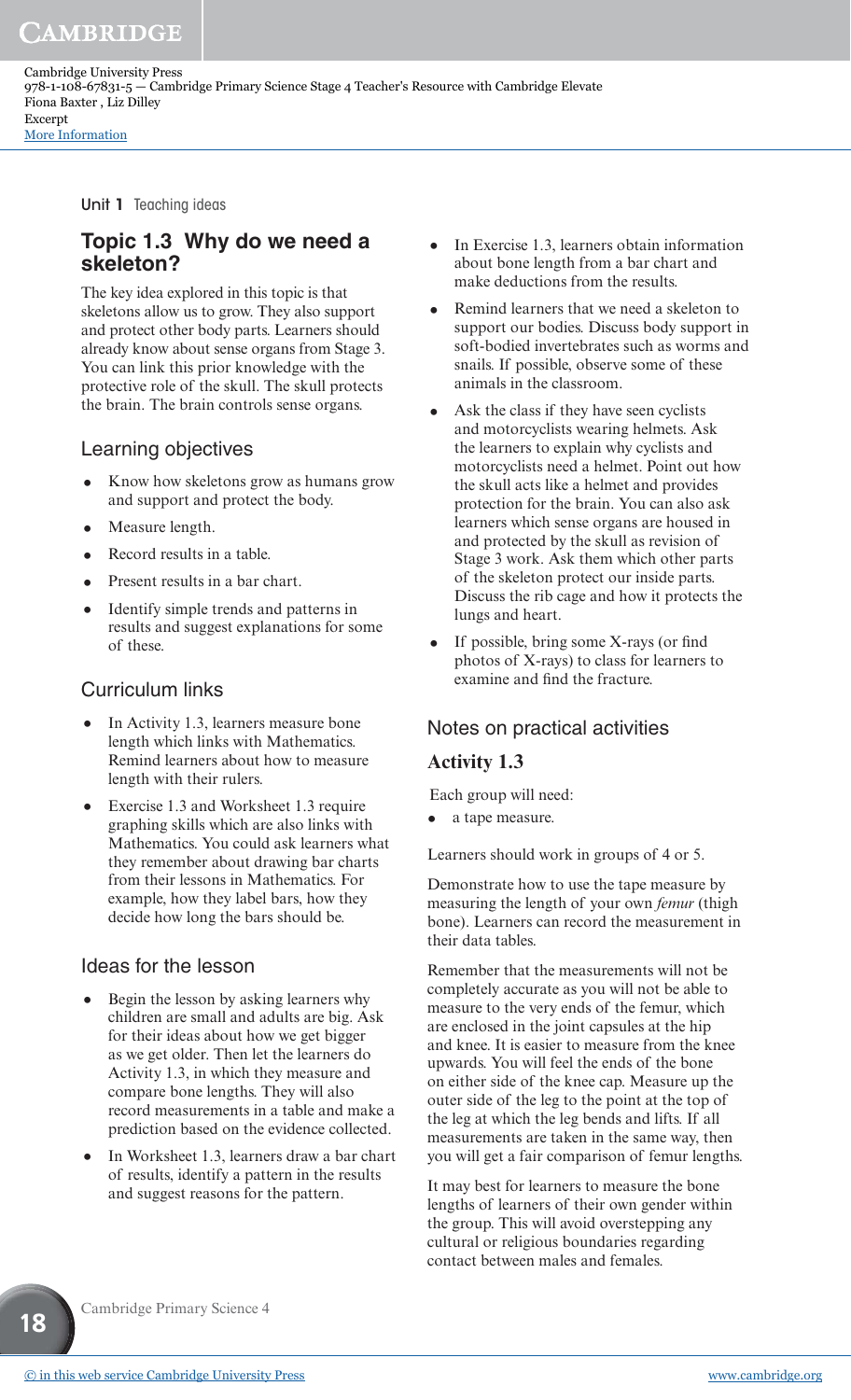## Topic 1.3 Why do we need a skeleton?

The key idea explored in this topic is that skeletons allow us to grow. They also support and protect other body parts. Learners should already know about sense organs from Stage 3. You can link this prior knowledge with the protective role of the skull. The skull protects the brain. The brain controls sense organs.

### Learning objectives

- Know how skeletons grow as humans grow and support and protect the body.
- Measure length.
- Record results in a table.
- Present results in a bar chart.
- Identify simple trends and patterns in results and suggest explanations for some of these.

### Curriculum links

- In Activity 1.3, learners measure bone length which links with Mathematics. Remind learners about how to measure length with their rulers.
- Exercise 1.3 and Worksheet 1.3 require graphing skills which are also links with Mathematics. You could ask learners what they remember about drawing bar charts from their lessons in Mathematics. For example, how they label bars, how they decide how long the bars should be.

### Ideas for the lesson

- Begin the lesson by asking learners why children are small and adults are big. Ask for their ideas about how we get bigger as we get older. Then let the learners do Activity 1.3, in which they measure and compare bone lengths. They will also record measurements in a table and make a prediction based on the evidence collected.
- In Worksheet 1.3, learners draw a bar chart of results, identify a pattern in the results and suggest reasons for the pattern.
- In Exercise 1.3, learners obtain information about bone length from a bar chart and make deductions from the results.
- Remind learners that we need a skeleton to support our bodies. Discuss body support in soft-bodied invertebrates such as worms and snails. If possible, observe some of these animals in the classroom.
- Ask the class if they have seen cyclists and motorcyclists wearing helmets. Ask the learners to explain why cyclists and motorcyclists need a helmet. Point out how the skull acts like a helmet and provides protection for the brain. You can also ask learners which sense organs are housed in and protected by the skull as revision of Stage 3 work. Ask them which other parts of the skeleton protect our inside parts. Discuss the rib cage and how it protects the lungs and heart.
- If possible, bring some X-rays (or find photos of X-rays) to class for learners to examine and find the fracture.

### Notes on practical activities

#### Activity 1.3

Each group will need:

- a tape measure.

Learners should work in groups of 4 or 5.

Demonstrate how to use the tape measure by measuring the length of your own *femur* (thigh bone). Learners can record the measurement in their data tables.

Remember that the measurements will not be completely accurate as you will not be able to measure to the very ends of the femur, which are enclosed in the joint capsules at the hip and knee. It is easier to measure from the knee upwards. You will feel the ends of the bone on either side of the knee cap. Measure up the outer side of the leg to the point at the top of the leg at which the leg bends and lifts. If all measurements are taken in the same way, then you will get a fair comparison of femur lengths.

It may best for learners to measure the bone lengths of learners of their own gender within the group. This will avoid overstepping any cultural or religious boundaries regarding contact between males and females.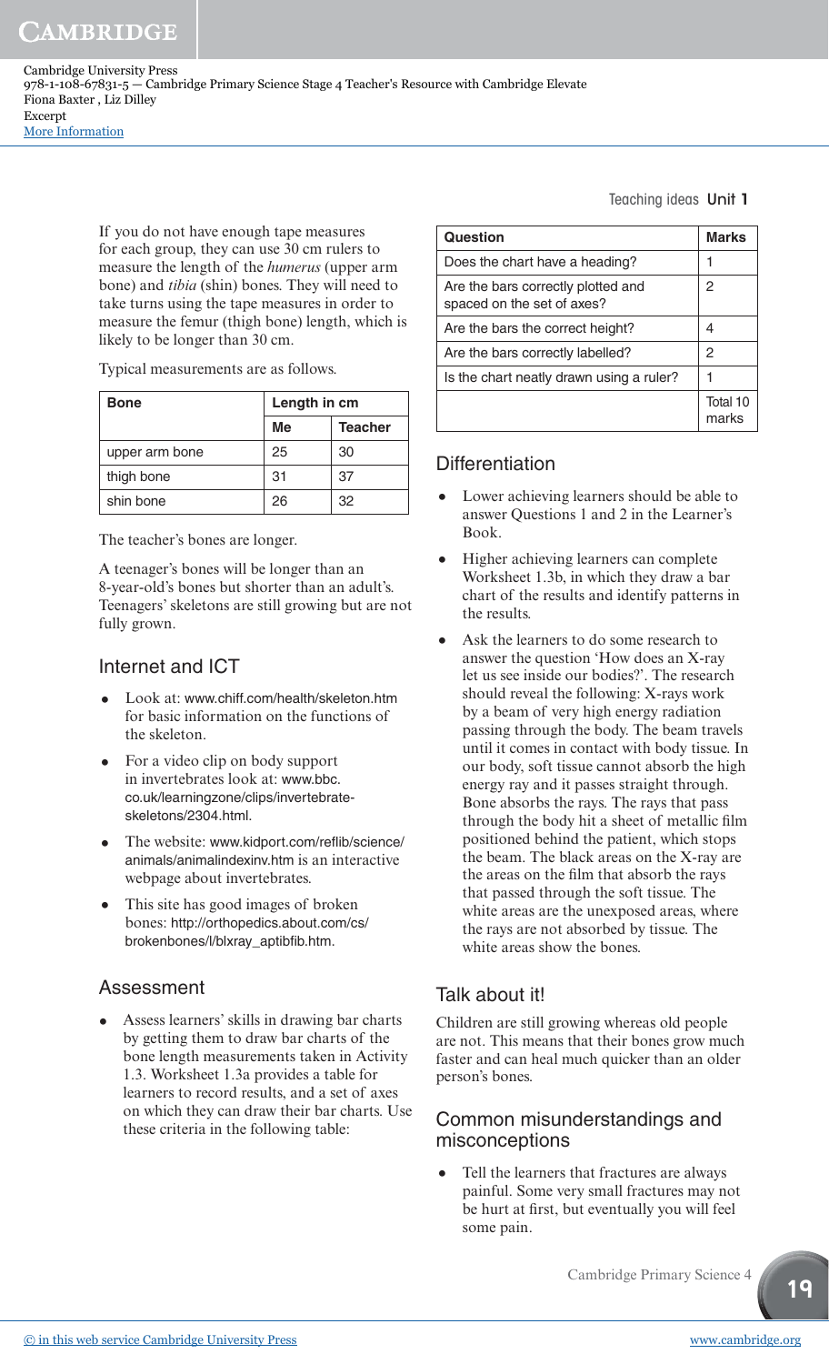If you do not have enough tape measures for each group, they can use 30 cm rulers to measure the length of the *humerus* (upper arm bone) and *tibia* (shin) bones. They will need to take turns using the tape measures in order to measure the femur (thigh bone) length, which is likely to be longer than 30 cm.

Typical measurements are as follows.

| Bone | Length in cm | |
|---|---|---|
| | Me | Teacher |
| upper arm bone | 25 | 30 |
| thigh bone | 31 | 37 |
| shin bone | 26 | 32 |

The teacher's bones are longer.

A teenager's bones will be longer than an 8-year-old's bones but shorter than an adult's. Teenagers' skeletons are still growing but are not fully grown.

## Internet and ICT

- Look at: www.chiff.com/health/skeleton.htm for basic information on the functions of the skeleton.
- For a video clip on body support in invertebrates look at: www.bbc.co.uk/learningzone/clips/invertebrate-skeletons/2304.html.
- The website: www.kidport.com/reflib/science/animals/animalindexinv.htm is an interactive webpage about invertebrates.
- This site has good images of broken bones: http://orthopedics.about.com/cs/brokenbones/l/blxray_aptibfib.htm.

## Assessment

- Assess learners' skills in drawing bar charts by getting them to draw bar charts of the bone length measurements taken in Activity 1.3. Worksheet 1.3a provides a table for learners to record results, and a set of axes on which they can draw their bar charts. Use these criteria in the following table:

| Question | Marks |
|---|---|
| Does the chart have a heading? | 1 |
| Are the bars correctly plotted and spaced on the set of axes? | 2 |
| Are the bars the correct height? | 4 |
| Are the bars correctly labelled? | 2 |
| Is the chart neatly drawn using a ruler? | 1 |
| | Total 10 marks |

## Differentiation

- Lower achieving learners should be able to answer Questions 1 and 2 in the Learner's Book.
- Higher achieving learners can complete Worksheet 1.3b, in which they draw a bar chart of the results and identify patterns in the results.
- Ask the learners to do some research to answer the question 'How does an X-ray let us see inside our bodies?'. The research should reveal the following: X-rays work by a beam of very high energy radiation passing through the body. The beam travels until it comes in contact with body tissue. In our body, soft tissue cannot absorb the high energy ray and it passes straight through. Bone absorbs the rays. The rays that pass through the body hit a sheet of metallic film positioned behind the patient, which stops the beam. The black areas on the X-ray are the areas on the film that absorb the rays that passed through the soft tissue. The white areas are the unexposed areas, where the rays are not absorbed by tissue. The white areas show the bones.

## Talk about it!

Children are still growing whereas old people are not. This means that their bones grow much faster and can heal much quicker than an older person's bones.

## Common misunderstandings and misconceptions

- Tell the learners that fractures are always painful. Some very small fractures may not be hurt at first, but eventually you will feel some pain.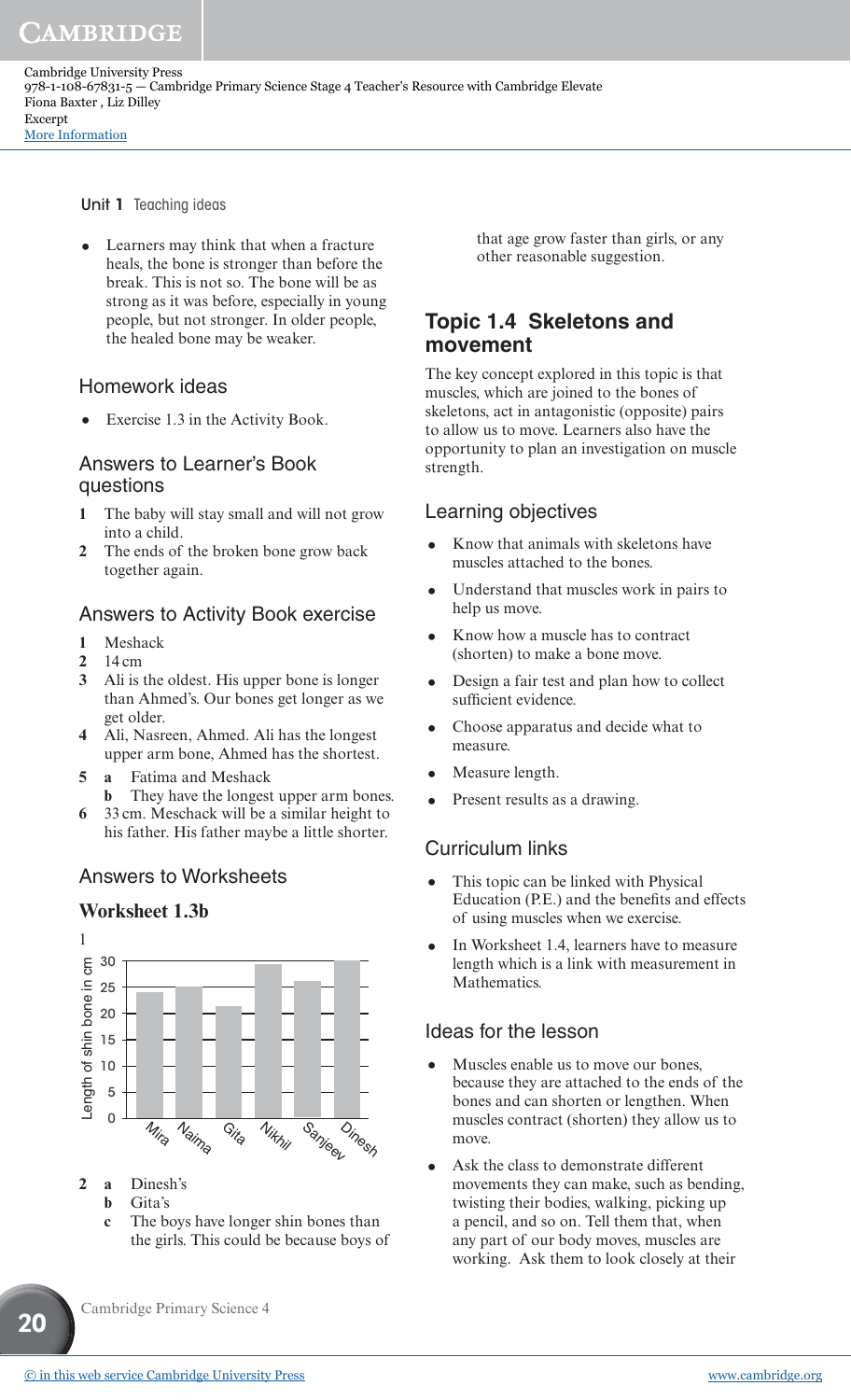Unit 1 Teaching ideas

- Learners may think that when a fracture heals, the bone is stronger than before the break. This is not so. The bone will be as strong as it was before, especially in young people, but not stronger. In older people, the healed bone may be weaker.

## Homework ideas

- Exercise 1.3 in the Activity Book.

## Answers to Learner's Book questions

1. The baby will stay small and will not grow into a child.
2. The ends of the broken bone grow back together again.

## Answers to Activity Book exercise

1. Meshack
2. 14 cm
3. Ali is the oldest. His upper bone is longer than Ahmed's. Our bones get longer as we get older.
4. Ali, Nasreen, Ahmed. Ali has the longest upper arm bone, Ahmed has the shortest.
5. **a** Fatima and Meshack
   **b** They have the longest upper arm bones.
6. 33 cm. Meschack will be a similar height to his father. His father maybe a little shorter.

## Answers to Worksheets

### Worksheet 1.3b

1

| Name | Length of shin bone in cm |
|---|---|
| Mira | 24 |
| Naima | 25 |
| Gita | 21.5 |
| Nikhil | 29 |
| Sanjeev | 26 |
| Dinesh | 30 |

2. **a** Dinesh's
   **b** Gita's
   **c** The boys have longer shin bones than the girls. This could be because boys of that age grow faster than girls, or any other reasonable suggestion.

## Topic 1.4 Skeletons and movement

The key concept explored in this topic is that muscles, which are joined to the bones of skeletons, act in antagonistic (opposite) pairs to allow us to move. Learners also have the opportunity to plan an investigation on muscle strength.

### Learning objectives

- Know that animals with skeletons have muscles attached to the bones.
- Understand that muscles work in pairs to help us move.
- Know how a muscle has to contract (shorten) to make a bone move.
- Design a fair test and plan how to collect sufficient evidence.
- Choose apparatus and decide what to measure.
- Measure length.
- Present results as a drawing.

### Curriculum links

- This topic can be linked with Physical Education (P.E.) and the benefits and effects of using muscles when we exercise.
- In Worksheet 1.4, learners have to measure length which is a link with measurement in Mathematics.

### Ideas for the lesson

- Muscles enable us to move our bones, because they are attached to the ends of the bones and can shorten or lengthen. When muscles contract (shorten) they allow us to move.
- Ask the class to demonstrate different movements they can make, such as bending, twisting their bodies, walking, picking up a pencil, and so on. Tell them that, when any part of our body moves, muscles are working. Ask them to look closely at their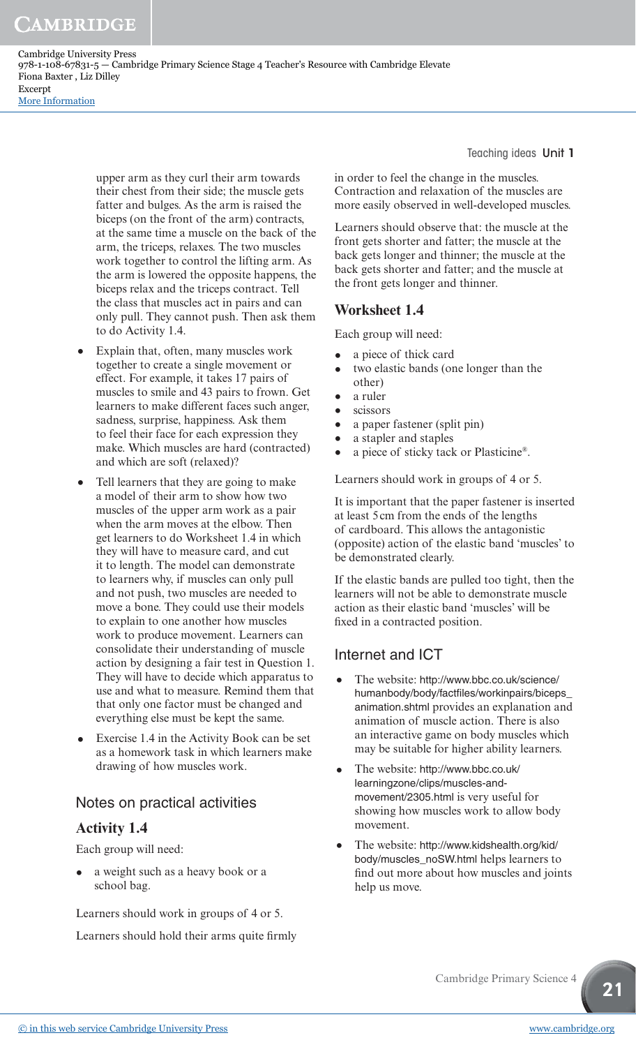upper arm as they curl their arm towards their chest from their side; the muscle gets fatter and bulges. As the arm is raised the biceps (on the front of the arm) contracts, at the same time a muscle on the back of the arm, the triceps, relaxes. The two muscles work together to control the lifting arm. As the arm is lowered the opposite happens, the biceps relax and the triceps contract. Tell the class that muscles act in pairs and can only pull. They cannot push. Then ask them to do Activity 1.4.

- Explain that, often, many muscles work together to create a single movement or effect. For example, it takes 17 pairs of muscles to smile and 43 pairs to frown. Get learners to make different faces such anger, sadness, surprise, happiness. Ask them to feel their face for each expression they make. Which muscles are hard (contracted) and which are soft (relaxed)?
- Tell learners that they are going to make a model of their arm to show how two muscles of the upper arm work as a pair when the arm moves at the elbow. Then get learners to do Worksheet 1.4 in which they will have to measure card, and cut it to length. The model can demonstrate to learners why, if muscles can only pull and not push, two muscles are needed to move a bone. They could use their models to explain to one another how muscles work to produce movement. Learners can consolidate their understanding of muscle action by designing a fair test in Question 1. They will have to decide which apparatus to use and what to measure. Remind them that that only one factor must be changed and everything else must be kept the same.
- Exercise 1.4 in the Activity Book can be set as a homework task in which learners make drawing of how muscles work.

## Notes on practical activities

### Activity 1.4

Each group will need:

- a weight such as a heavy book or a school bag.

Learners should work in groups of 4 or 5.

Learners should hold their arms quite firmly in order to feel the change in the muscles. Contraction and relaxation of the muscles are more easily observed in well-developed muscles.

Learners should observe that: the muscle at the front gets shorter and fatter; the muscle at the back gets longer and thinner; the muscle at the back gets shorter and fatter; and the muscle at the front gets longer and thinner.

### Worksheet 1.4

Each group will need:

- a piece of thick card
- two elastic bands (one longer than the other)
- a ruler
- scissors
- a paper fastener (split pin)
- a stapler and staples
- a piece of sticky tack or Plasticine®.

Learners should work in groups of 4 or 5.

It is important that the paper fastener is inserted at least 5 cm from the ends of the lengths of cardboard. This allows the antagonistic (opposite) action of the elastic band 'muscles' to be demonstrated clearly.

If the elastic bands are pulled too tight, then the learners will not be able to demonstrate muscle action as their elastic band 'muscles' will be fixed in a contracted position.

## Internet and ICT

- The website: http://www.bbc.co.uk/science/humanbody/body/factfiles/workinpairs/biceps_animation.shtml provides an explanation and animation of muscle action. There is also an interactive game on body muscles which may be suitable for higher ability learners.
- The website: http://www.bbc.co.uk/learningzone/clips/muscles-and-movement/2305.html is very useful for showing how muscles work to allow body movement.
- The website: http://www.kidshealth.org/kid/body/muscles_noSW.html helps learners to find out more about how muscles and joints help us move.